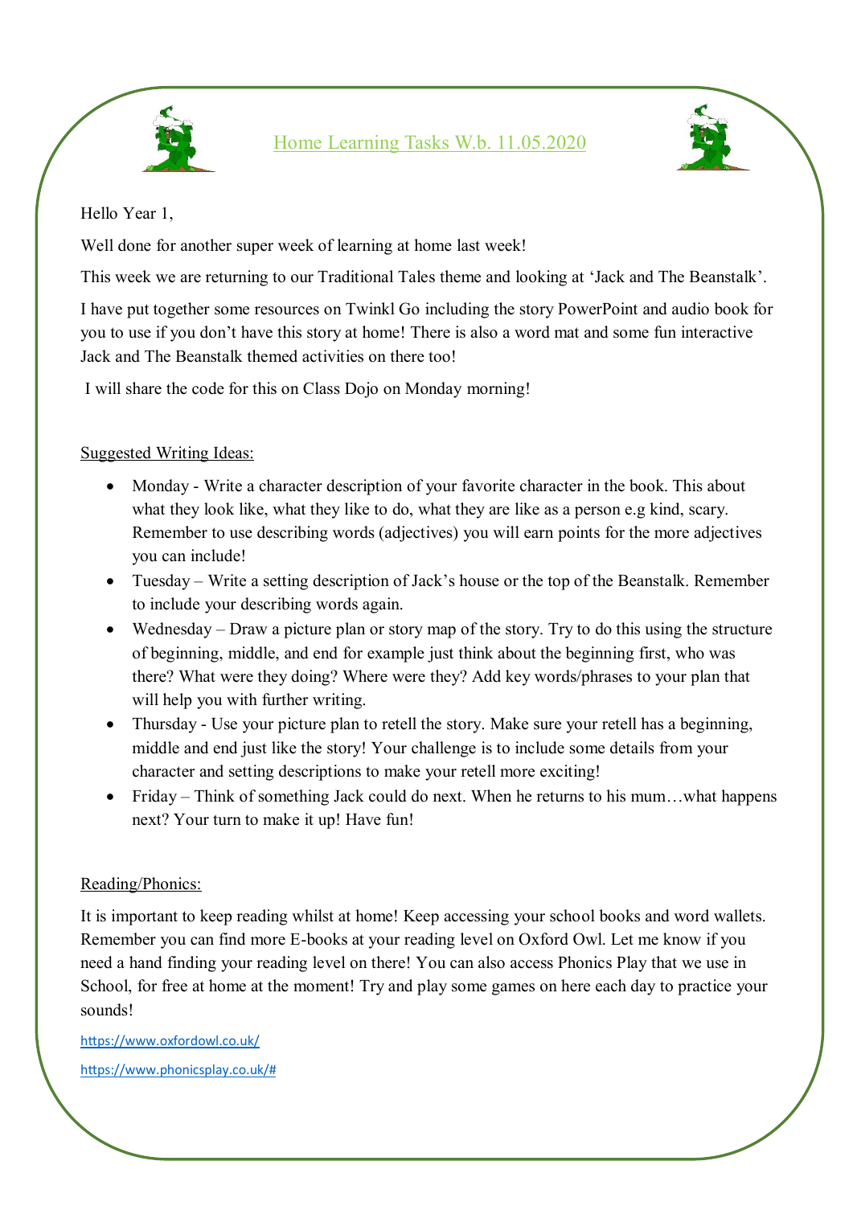# Home Learning Tasks W.b. 11.05.2020

Hello Year 1,

Well done for another super week of learning at home last week!

This week we are returning to our Traditional Tales theme and looking at 'Jack and The Beanstalk'.

I have put together some resources on Twinkl Go including the story PowerPoint and audio book for you to use if you don't have this story at home! There is also a word mat and some fun interactive Jack and The Beanstalk themed activities on there too!

I will share the code for this on Class Dojo on Monday morning!

Suggested Writing Ideas:

- Monday - Write a character description of your favorite character in the book. This about what they look like, what they like to do, what they are like as a person e.g kind, scary. Remember to use describing words (adjectives) you will earn points for the more adjectives you can include!
- Tuesday – Write a setting description of Jack's house or the top of the Beanstalk. Remember to include your describing words again.
- Wednesday – Draw a picture plan or story map of the story. Try to do this using the structure of beginning, middle, and end for example just think about the beginning first, who was there? What were they doing? Where were they? Add key words/phrases to your plan that will help you with further writing.
- Thursday - Use your picture plan to retell the story. Make sure your retell has a beginning, middle and end just like the story! Your challenge is to include some details from your character and setting descriptions to make your retell more exciting!
- Friday – Think of something Jack could do next. When he returns to his mum…what happens next? Your turn to make it up! Have fun!

Reading/Phonics:

It is important to keep reading whilst at home! Keep accessing your school books and word wallets. Remember you can find more E-books at your reading level on Oxford Owl. Let me know if you need a hand finding your reading level on there! You can also access Phonics Play that we use in School, for free at home at the moment! Try and play some games on here each day to practice your sounds!

https://www.oxfordowl.co.uk/

https://www.phonicsplay.co.uk/#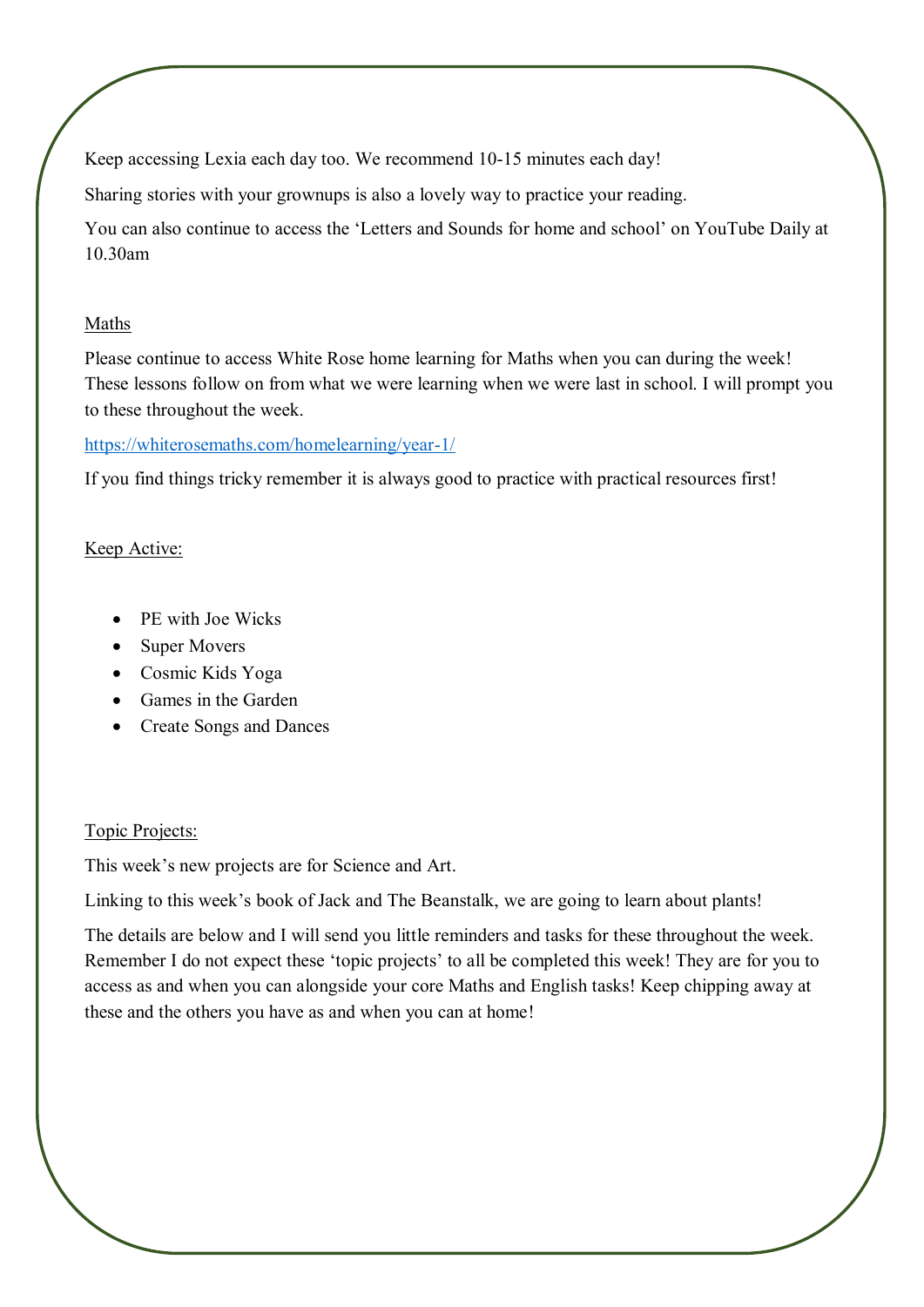Keep accessing Lexia each day too. We recommend 10-15 minutes each day!

Sharing stories with your grownups is also a lovely way to practice your reading.

You can also continue to access the 'Letters and Sounds for home and school' on YouTube Daily at 10.30am

## Maths

Please continue to access White Rose home learning for Maths when you can during the week! These lessons follow on from what we were learning when we were last in school. I will prompt you to these throughout the week.

https://whiterosemaths.com/homelearning/year-1/

If you find things tricky remember it is always good to practice with practical resources first!

## Keep Active:

- PE with Joe Wicks
- Super Movers
- Cosmic Kids Yoga
- Games in the Garden
- Create Songs and Dances

## Topic Projects:

This week's new projects are for Science and Art.

Linking to this week's book of Jack and The Beanstalk, we are going to learn about plants!

The details are below and I will send you little reminders and tasks for these throughout the week. Remember I do not expect these 'topic projects' to all be completed this week! They are for you to access as and when you can alongside your core Maths and English tasks! Keep chipping away at these and the others you have as and when you can at home!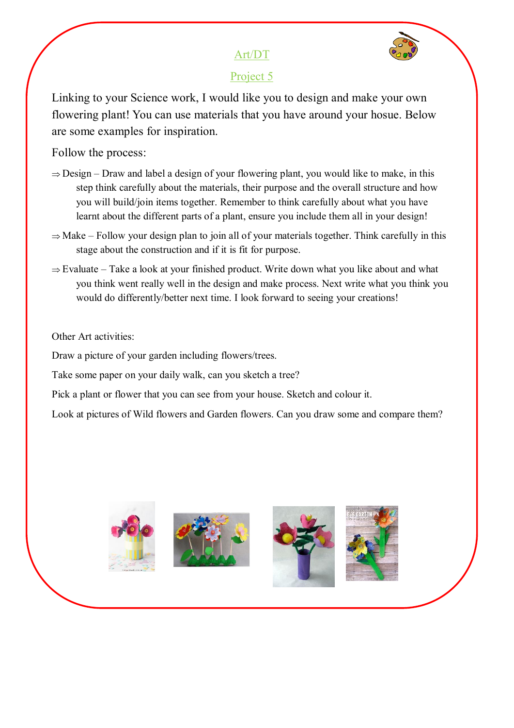## Art/DT

## Project 5

Linking to your Science work, I would like you to design and make your own flowering plant! You can use materials that you have around your hosue. Below are some examples for inspiration.

Follow the process:

- ⇒ Design – Draw and label a design of your flowering plant, you would like to make, in this step think carefully about the materials, their purpose and the overall structure and how you will build/join items together. Remember to think carefully about what you have learnt about the different parts of a plant, ensure you include them all in your design!
- ⇒ Make – Follow your design plan to join all of your materials together. Think carefully in this stage about the construction and if it is fit for purpose.
- ⇒ Evaluate – Take a look at your finished product. Write down what you like about and what you think went really well in the design and make process. Next write what you think you would do differently/better next time. I look forward to seeing your creations!

Other Art activities:

Draw a picture of your garden including flowers/trees.

Take some paper on your daily walk, can you sketch a tree?

Pick a plant or flower that you can see from your house. Sketch and colour it.

Look at pictures of Wild flowers and Garden flowers. Can you draw some and compare them?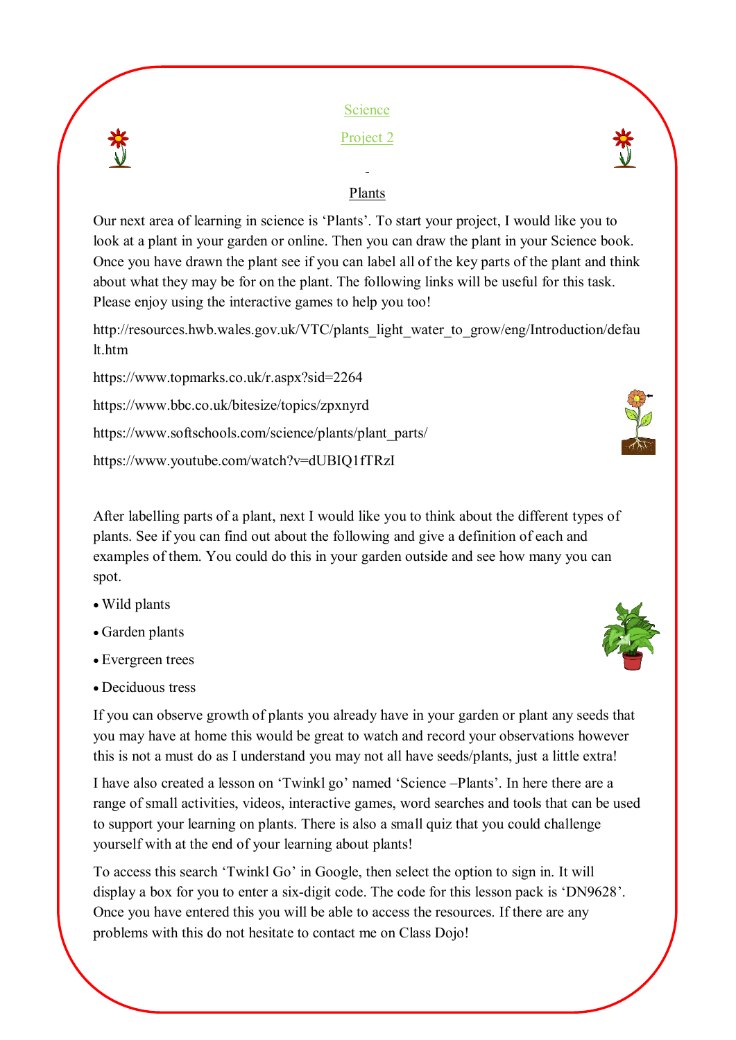Science

Project 2

Plants

Our next area of learning in science is 'Plants'. To start your project, I would like you to look at a plant in your garden or online. Then you can draw the plant in your Science book. Once you have drawn the plant see if you can label all of the key parts of the plant and think about what they may be for on the plant. The following links will be useful for this task. Please enjoy using the interactive games to help you too!

http://resources.hwb.wales.gov.uk/VTC/plants_light_water_to_grow/eng/Introduction/default.htm

https://www.topmarks.co.uk/r.aspx?sid=2264

https://www.bbc.co.uk/bitesize/topics/zpxnyrd

https://www.softschools.com/science/plants/plant_parts/

https://www.youtube.com/watch?v=dUBIQ1fTRzI

After labelling parts of a plant, next I would like you to think about the different types of plants. See if you can find out about the following and give a definition of each and examples of them. You could do this in your garden outside and see how many you can spot.

- Wild plants
- Garden plants
- Evergreen trees
- Deciduous tress

If you can observe growth of plants you already have in your garden or plant any seeds that you may have at home this would be great to watch and record your observations however this is not a must do as I understand you may not all have seeds/plants, just a little extra!

I have also created a lesson on 'Twinkl go' named 'Science –Plants'. In here there are a range of small activities, videos, interactive games, word searches and tools that can be used to support your learning on plants. There is also a small quiz that you could challenge yourself with at the end of your learning about plants!

To access this search 'Twinkl Go' in Google, then select the option to sign in. It will display a box for you to enter a six-digit code. The code for this lesson pack is 'DN9628'. Once you have entered this you will be able to access the resources. If there are any problems with this do not hesitate to contact me on Class Dojo!